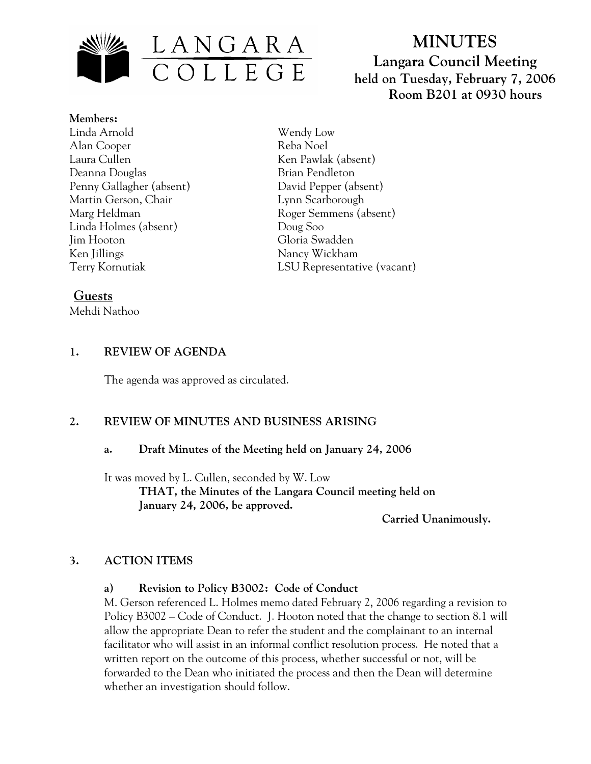LANGARA COLLEGE

# MINUTES

## Langara Council Meeting
**held on Tuesday, February 7, 2006**
**Room B201 at 0930 hours**

**Members:**

Linda Arnold
Alan Cooper
Laura Cullen
Deanna Douglas
Penny Gallagher (absent)
Martin Gerson, Chair
Marg Heldman
Linda Holmes (absent)
Jim Hooton
Ken Jillings
Terry Kornutiak
Wendy Low
Reba Noel
Ken Pawlak (absent)
Brian Pendleton
David Pepper (absent)
Lynn Scarborough
Roger Semmens (absent)
Doug Soo
Gloria Swadden
Nancy Wickham
LSU Representative (vacant)

**Guests**

Mehdi Nathoo

### 1. REVIEW OF AGENDA

The agenda was approved as circulated.

### 2. REVIEW OF MINUTES AND BUSINESS ARISING

#### a. Draft Minutes of the Meeting held on January 24, 2006

It was moved by L. Cullen, seconded by W. Low

**THAT, the Minutes of the Langara Council meeting held on January 24, 2006, be approved.**

**Carried Unanimously.**

### 3. ACTION ITEMS

#### a) Revision to Policy B3002: Code of Conduct

M. Gerson referenced L. Holmes memo dated February 2, 2006 regarding a revision to Policy B3002 – Code of Conduct. J. Hooton noted that the change to section 8.1 will allow the appropriate Dean to refer the student and the complainant to an internal facilitator who will assist in an informal conflict resolution process. He noted that a written report on the outcome of this process, whether successful or not, will be forwarded to the Dean who initiated the process and then the Dean will determine whether an investigation should follow.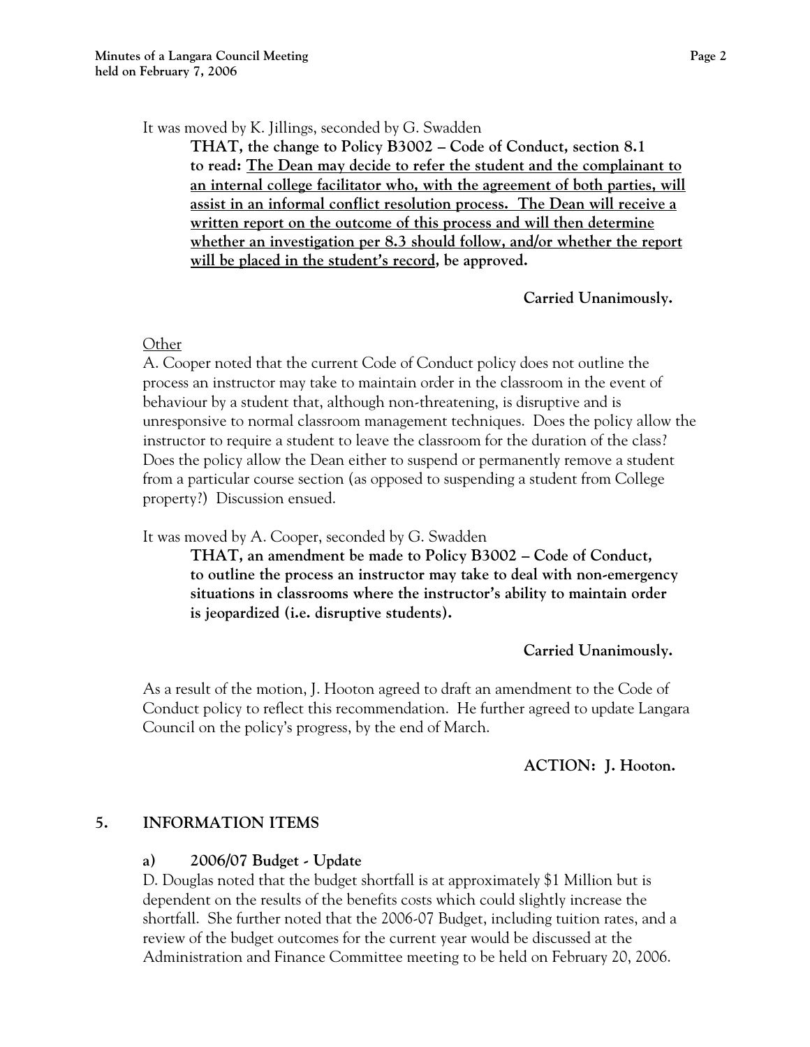It was moved by K. Jillings, seconded by G. Swadden

> **THAT, the change to Policy B3002 – Code of Conduct, section 8.1 to read: <u>The Dean may decide to refer the student and the complainant to an internal college facilitator who, with the agreement of both parties, will assist in an informal conflict resolution process. The Dean will receive a written report on the outcome of this process and will then determine whether an investigation per 8.3 should follow, and/or whether the report will be placed in the student's record</u>, be approved.**

**Carried Unanimously.**

<u>Other</u>

A. Cooper noted that the current Code of Conduct policy does not outline the process an instructor may take to maintain order in the classroom in the event of behaviour by a student that, although non-threatening, is disruptive and is unresponsive to normal classroom management techniques. Does the policy allow the instructor to require a student to leave the classroom for the duration of the class? Does the policy allow the Dean either to suspend or permanently remove a student from a particular course section (as opposed to suspending a student from College property?) Discussion ensued.

It was moved by A. Cooper, seconded by G. Swadden

> **THAT, an amendment be made to Policy B3002 – Code of Conduct, to outline the process an instructor may take to deal with non-emergency situations in classrooms where the instructor's ability to maintain order is jeopardized (i.e. disruptive students).**

**Carried Unanimously.**

As a result of the motion, J. Hooton agreed to draft an amendment to the Code of Conduct policy to reflect this recommendation. He further agreed to update Langara Council on the policy's progress, by the end of March.

**ACTION: J. Hooton.**

## 5. INFORMATION ITEMS

### a) 2006/07 Budget - Update

D. Douglas noted that the budget shortfall is at approximately $1 Million but is dependent on the results of the benefits costs which could slightly increase the shortfall. She further noted that the 2006-07 Budget, including tuition rates, and a review of the budget outcomes for the current year would be discussed at the Administration and Finance Committee meeting to be held on February 20, 2006.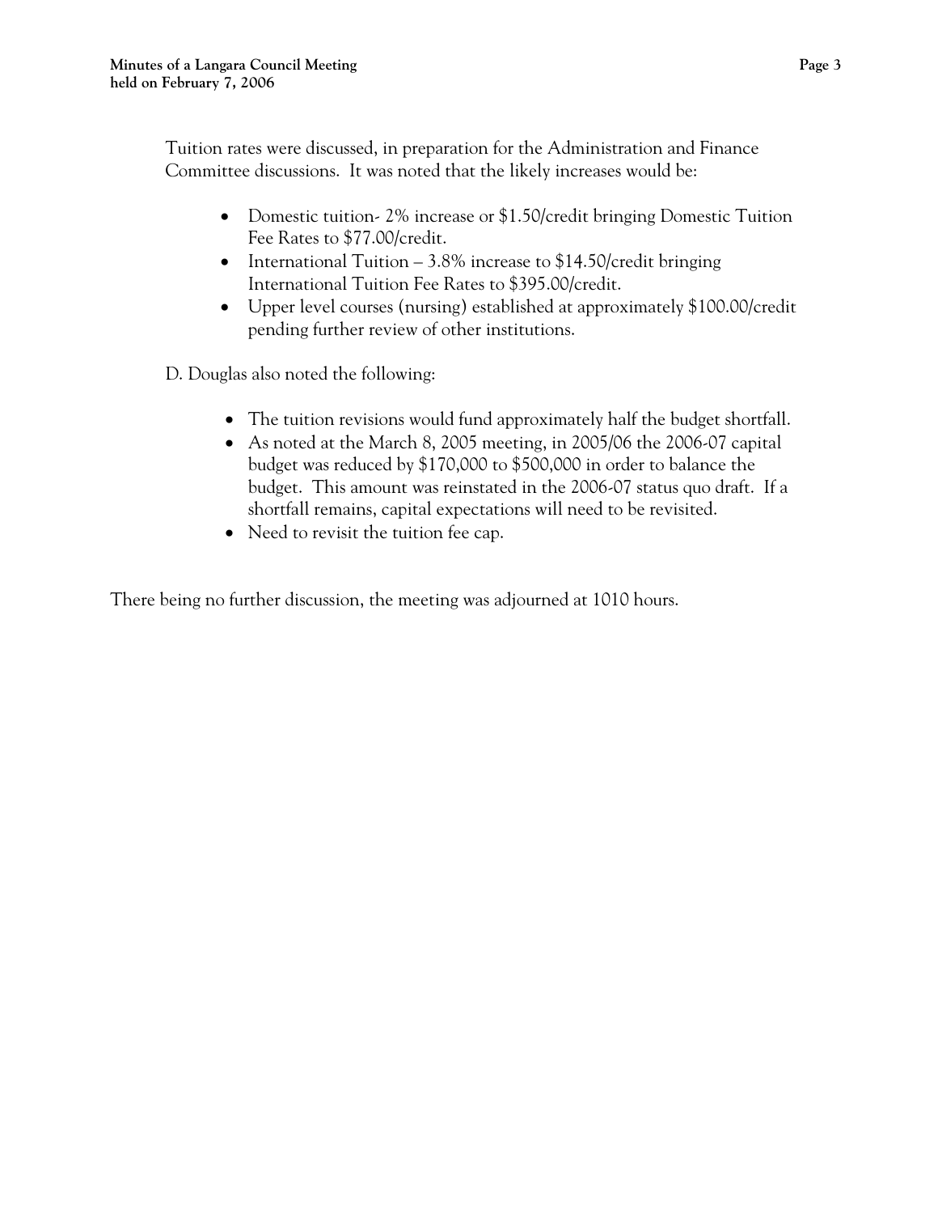Tuition rates were discussed, in preparation for the Administration and Finance Committee discussions. It was noted that the likely increases would be:

- Domestic tuition- 2% increase or $1.50/credit bringing Domestic Tuition Fee Rates to $77.00/credit.
- International Tuition – 3.8% increase to $14.50/credit bringing International Tuition Fee Rates to $395.00/credit.
- Upper level courses (nursing) established at approximately $100.00/credit pending further review of other institutions.

D. Douglas also noted the following:

- The tuition revisions would fund approximately half the budget shortfall.
- As noted at the March 8, 2005 meeting, in 2005/06 the 2006-07 capital budget was reduced by $170,000 to $500,000 in order to balance the budget. This amount was reinstated in the 2006-07 status quo draft. If a shortfall remains, capital expectations will need to be revisited.
- Need to revisit the tuition fee cap.

There being no further discussion, the meeting was adjourned at 1010 hours.